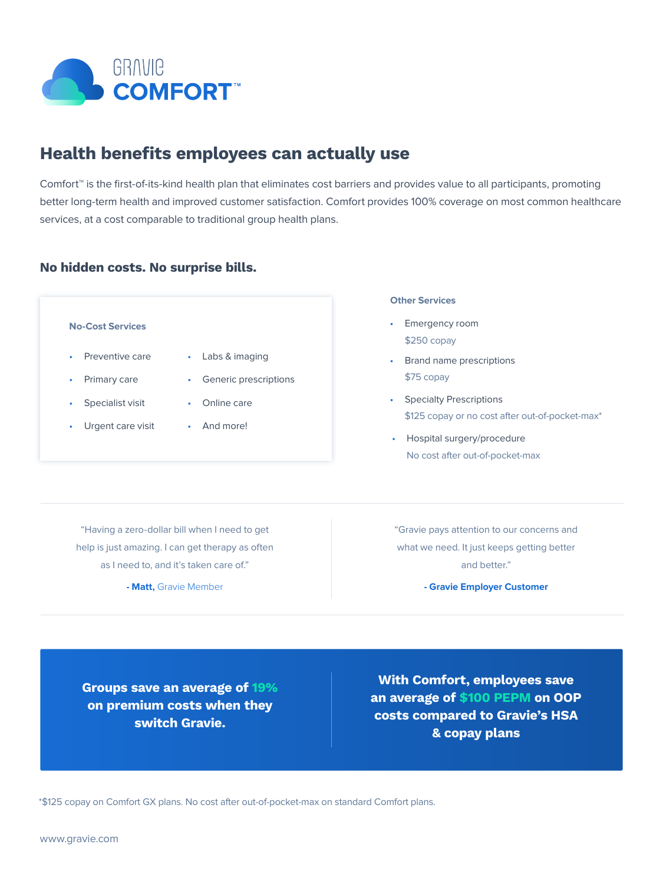# GRAVIE COMFORT™

## Health benefits employees can actually use

Comfort™ is the first-of-its-kind health plan that eliminates cost barriers and provides value to all participants, promoting better long-term health and improved customer satisfaction. Comfort provides 100% coverage on most common healthcare services, at a cost comparable to traditional group health plans.

### No hidden costs. No surprise bills.

**No-Cost Services**

- Preventive care
- Primary care
- Specialist visit
- Urgent care visit
- Labs & imaging
- Generic prescriptions
- Online care
- And more!

**Other Services**

- Emergency room
  $250 copay
- Brand name prescriptions
  $75 copay
- Specialty Prescriptions
  $125 copay or no cost after out-of-pocket-max*
- Hospital surgery/procedure
  No cost after out-of-pocket-max

"Having a zero-dollar bill when I need to get help is just amazing. I can get therapy as often as I need to, and it's taken care of."

**- Matt,** Gravie Member

"Gravie pays attention to our concerns and what we need. It just keeps getting better and better."

**- Gravie Employer Customer**

**Groups save an average of 19% on premium costs when they switch Gravie.**

**With Comfort, employees save an average of $100 PEPM on OOP costs compared to Gravie's HSA & copay plans**

*$125 copay on Comfort GX plans. No cost after out-of-pocket-max on standard Comfort plans.

www.gravie.com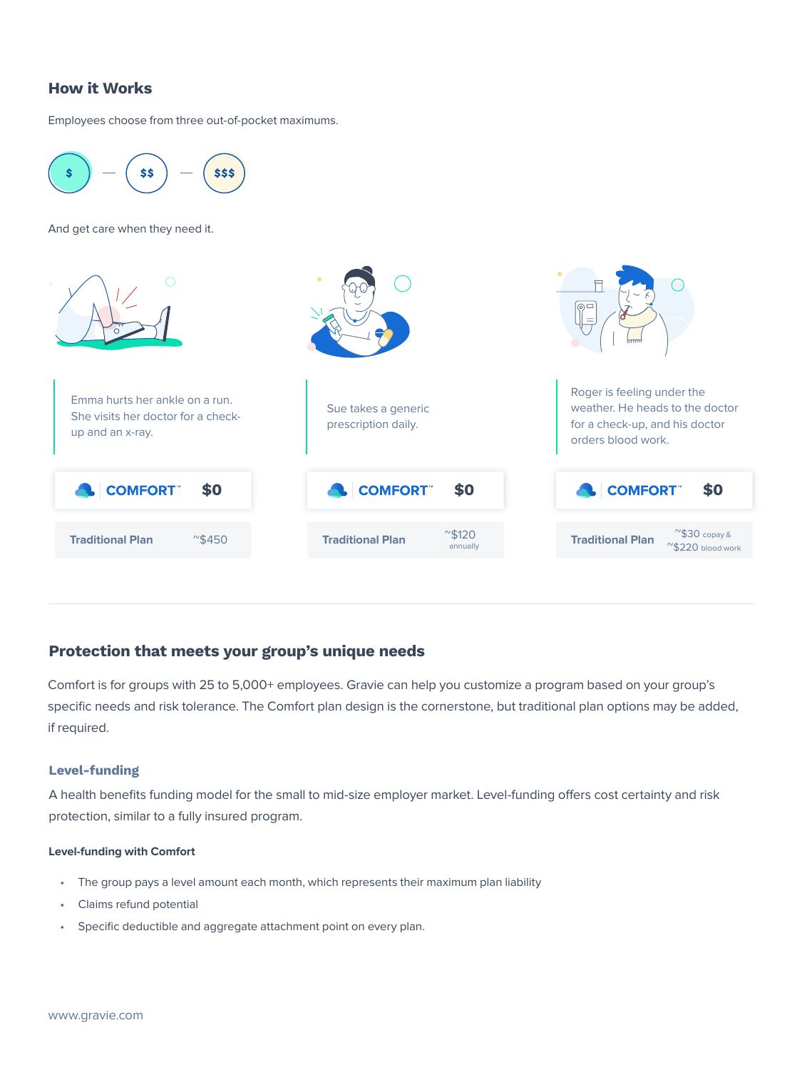## How it Works

Employees choose from three out-of-pocket maximums.

$ — $$ — $$$

And get care when they need it.

Emma hurts her ankle on a run. She visits her doctor for a check-up and an x-ray.

| COMFORT™ | $0 |
|---|---|
| Traditional Plan | ~$450 |

Sue takes a generic prescription daily.

| COMFORT™ | $0 |
|---|---|
| Traditional Plan | ~$120 annually |

Roger is feeling under the weather. He heads to the doctor for a check-up, and his doctor orders blood work.

| COMFORT™ | $0 |
|---|---|
| Traditional Plan | ~$30 copay & ~$220 blood work |

---

## Protection that meets your group's unique needs

Comfort is for groups with 25 to 5,000+ employees. Gravie can help you customize a program based on your group's specific needs and risk tolerance. The Comfort plan design is the cornerstone, but traditional plan options may be added, if required.

### Level-funding

A health benefits funding model for the small to mid-size employer market. Level-funding offers cost certainty and risk protection, similar to a fully insured program.

**Level-funding with Comfort**

- The group pays a level amount each month, which represents their maximum plan liability
- Claims refund potential
- Specific deductible and aggregate attachment point on every plan.

www.gravie.com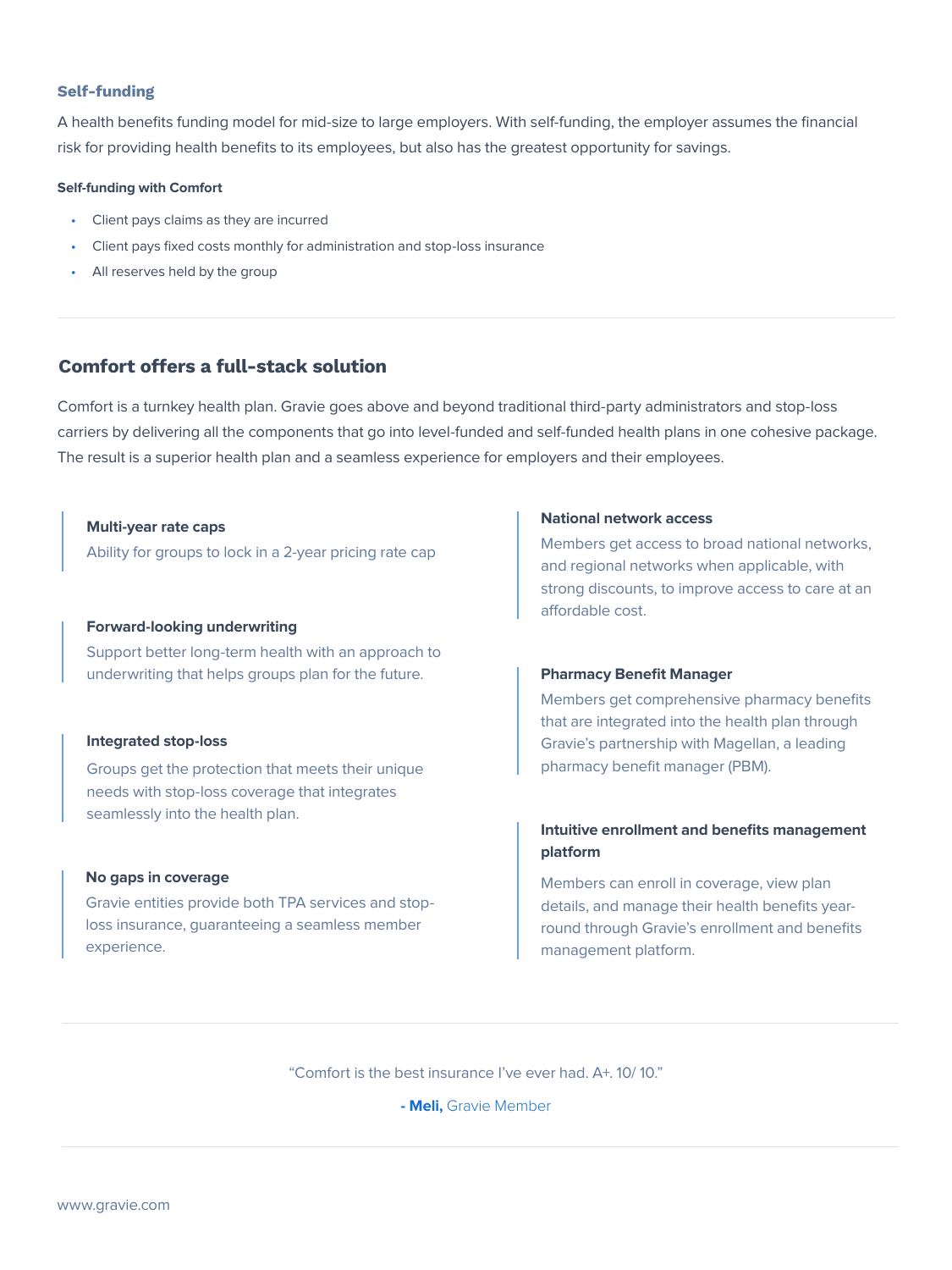### Self-funding

A health benefits funding model for mid-size to large employers. With self-funding, the employer assumes the financial risk for providing health benefits to its employees, but also has the greatest opportunity for savings.

**Self-funding with Comfort**

- Client pays claims as they are incurred
- Client pays fixed costs monthly for administration and stop-loss insurance
- All reserves held by the group

---

## Comfort offers a full-stack solution

Comfort is a turnkey health plan. Gravie goes above and beyond traditional third-party administrators and stop-loss carriers by delivering all the components that go into level-funded and self-funded health plans in one cohesive package. The result is a superior health plan and a seamless experience for employers and their employees.

**Multi-year rate caps**

Ability for groups to lock in a 2-year pricing rate cap

**Forward-looking underwriting**

Support better long-term health with an approach to underwriting that helps groups plan for the future.

**Integrated stop-loss**

Groups get the protection that meets their unique needs with stop-loss coverage that integrates seamlessly into the health plan.

**No gaps in coverage**

Gravie entities provide both TPA services and stop-loss insurance, guaranteeing a seamless member experience.

**National network access**

Members get access to broad national networks, and regional networks when applicable, with strong discounts, to improve access to care at an affordable cost.

**Pharmacy Benefit Manager**

Members get comprehensive pharmacy benefits that are integrated into the health plan through Gravie's partnership with Magellan, a leading pharmacy benefit manager (PBM).

**Intuitive enrollment and benefits management platform**

Members can enroll in coverage, view plan details, and manage their health benefits year-round through Gravie's enrollment and benefits management platform.

---

"Comfort is the best insurance I've ever had. A+. 10/ 10."

**- Meli,** Gravie Member

---

www.gravie.com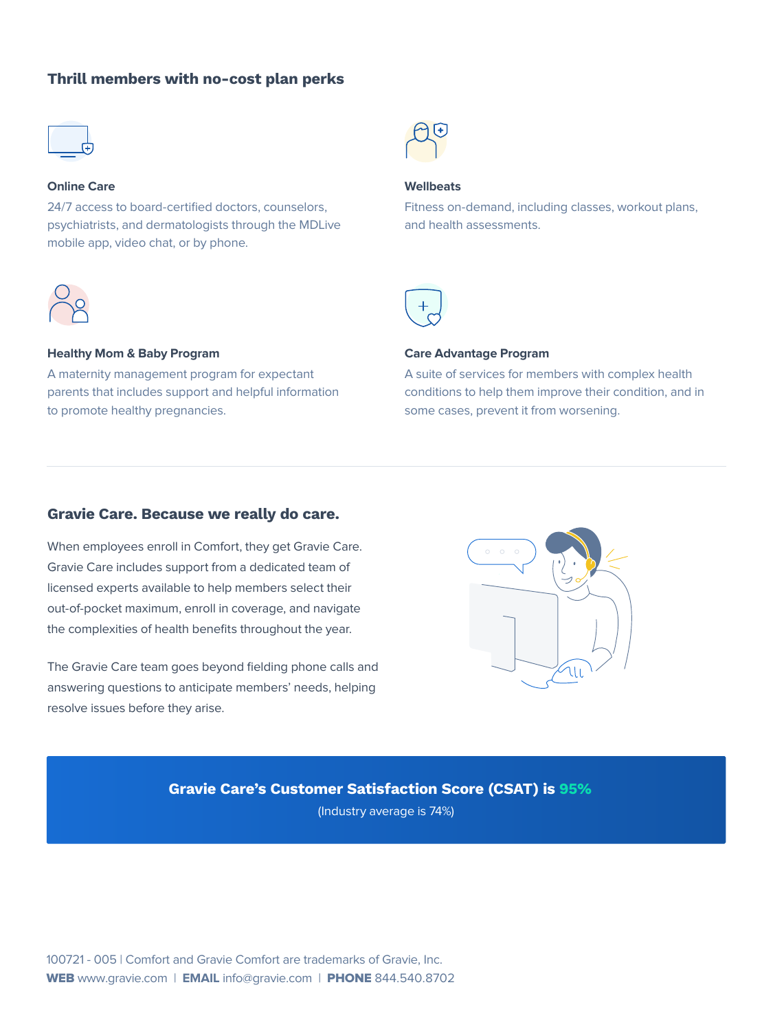## Thrill members with no-cost plan perks

### Online Care

24/7 access to board-certified doctors, counselors, psychiatrists, and dermatologists through the MDLive mobile app, video chat, or by phone.

### Wellbeats

Fitness on-demand, including classes, workout plans, and health assessments.

### Healthy Mom & Baby Program

A maternity management program for expectant parents that includes support and helpful information to promote healthy pregnancies.

### Care Advantage Program

A suite of services for members with complex health conditions to help them improve their condition, and in some cases, prevent it from worsening.

---

## Gravie Care. Because we really do care.

When employees enroll in Comfort, they get Gravie Care. Gravie Care includes support from a dedicated team of licensed experts available to help members select their out-of-pocket maximum, enroll in coverage, and navigate the complexities of health benefits throughout the year.

The Gravie Care team goes beyond fielding phone calls and answering questions to anticipate members' needs, helping resolve issues before they arise.

**Gravie Care's Customer Satisfaction Score (CSAT) is 95%**

(Industry average is 74%)

100721 - 005 | Comfort and Gravie Comfort are trademarks of Gravie, Inc.

**WEB** www.gravie.com | **EMAIL** info@gravie.com | **PHONE** 844.540.8702